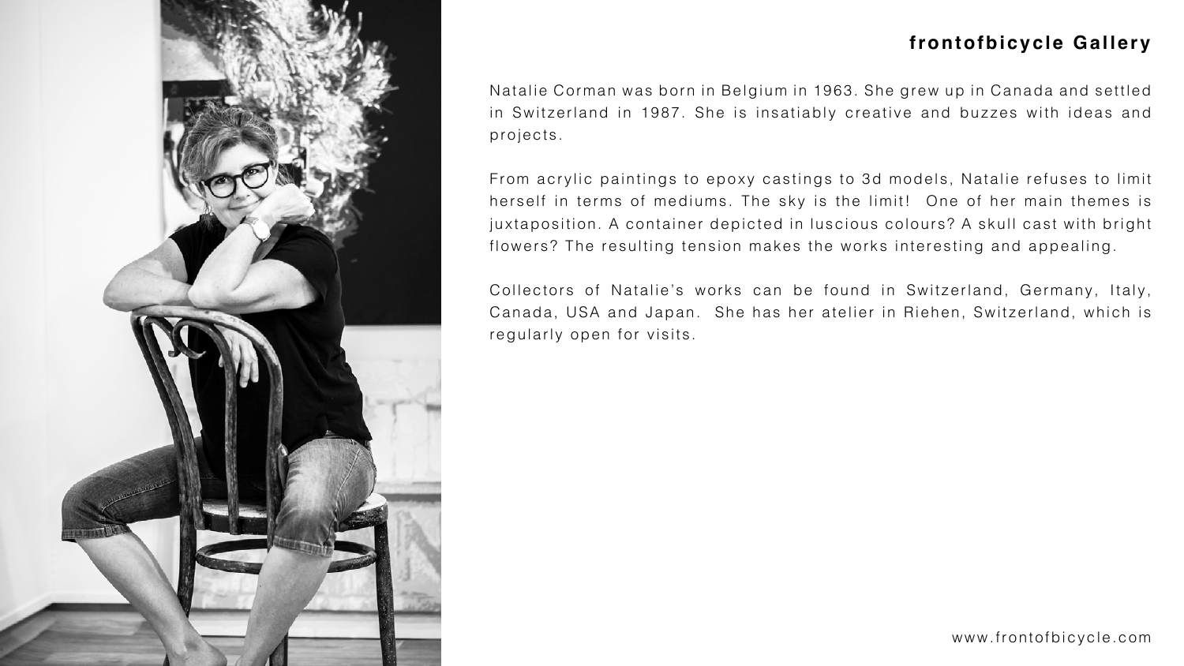## frontofbicycle Gallery

Natalie Corman was born in Belgium in 1963. She grew up in Canada and settled in Switzerland in 1987. She is insatiably creative and buzzes with ideas and projects.

From acrylic paintings to epoxy castings to 3d models, Natalie refuses to limit herself in terms of mediums. The sky is the limit! One of her main themes is juxtaposition. A container depicted in luscious colours? A skull cast with bright flowers? The resulting tension makes the works interesting and appealing.

Collectors of Natalie's works can be found in Switzerland, Germany, Italy, Canada, USA and Japan. She has her atelier in Riehen, Switzerland, which is regularly open for visits.

www.frontofbicycle.com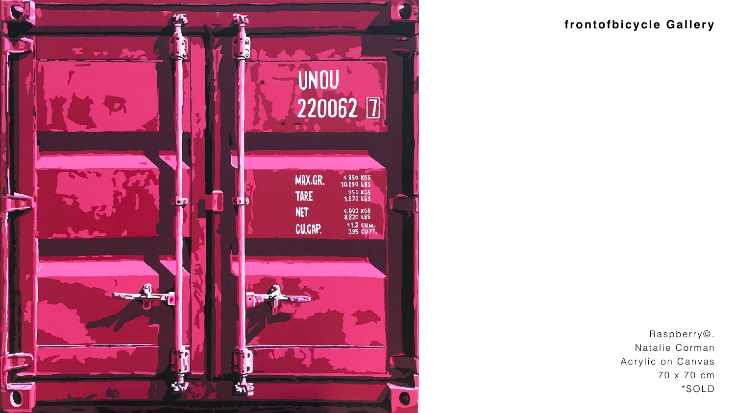**frontofbicycle Gallery**

Raspberry©.
Natalie Corman
Acrylic on Canvas
70 x 70 cm
*SOLD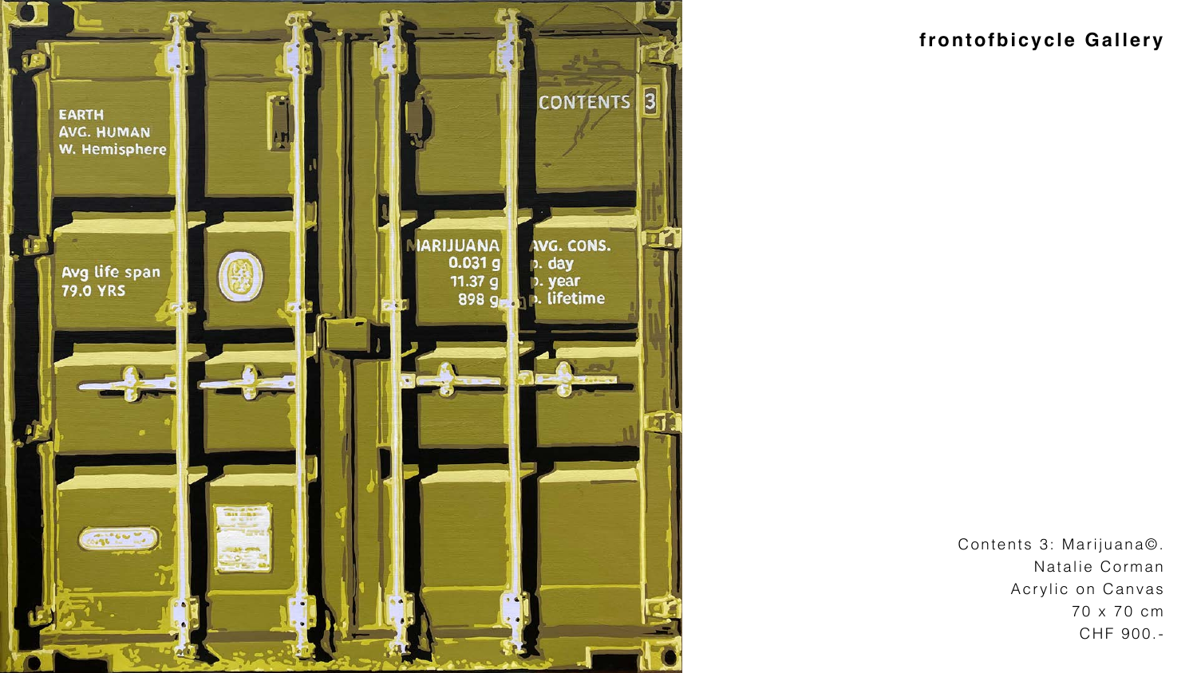**frontofbicycle Gallery**

Contents 3: Marijuana©.
Natalie Corman
Acrylic on Canvas
70 x 70 cm
CHF 900.-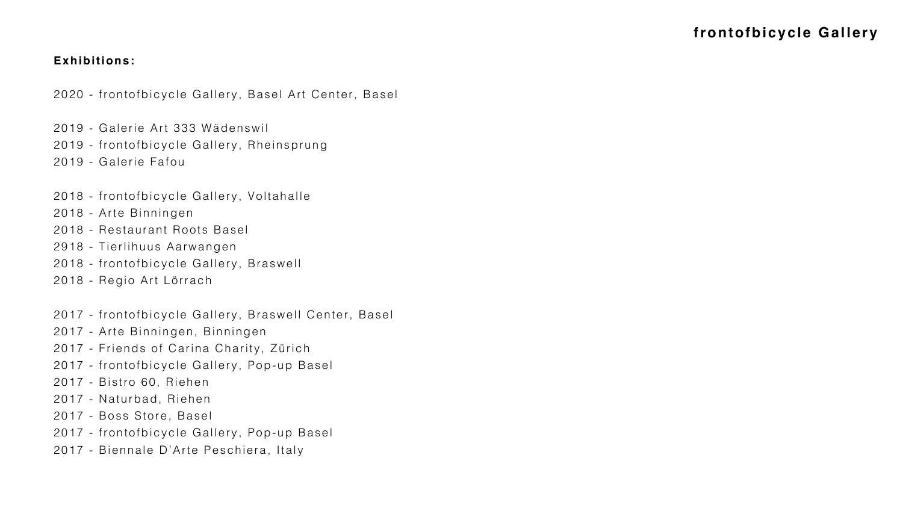**Exhibitions:**

2020 - frontofbicycle Gallery, Basel Art Center, Basel

2019 - Galerie Art 333 Wädenswil
2019 - frontofbicycle Gallery, Rheinsprung
2019 - Galerie Fafou

2018 - frontofbicycle Gallery, Voltahalle
2018 - Arte Binningen
2018 - Restaurant Roots Basel
2918 - Tierlihuus Aarwangen
2018 - frontofbicycle Gallery, Braswell
2018 - Regio Art Lörrach

2017 - frontofbicycle Gallery, Braswell Center, Basel
2017 - Arte Binningen, Binningen
2017 - Friends of Carina Charity, Zürich
2017 - frontofbicycle Gallery, Pop-up Basel
2017 - Bistro 60, Riehen
2017 - Naturbad, Riehen
2017 - Boss Store, Basel
2017 - frontofbicycle Gallery, Pop-up Basel
2017 - Biennale D'Arte Peschiera, Italy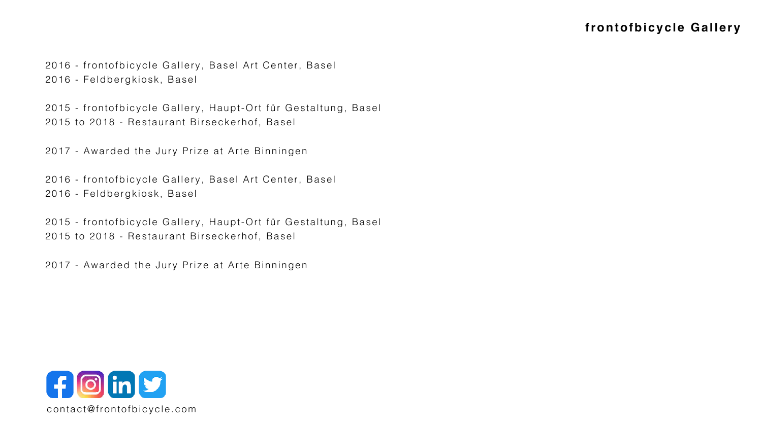**frontofbicycle Gallery**

2016 - frontofbicycle Gallery, Basel Art Center, Basel
2016 - Feldbergkiosk, Basel

2015 - frontofbicycle Gallery, Haupt-Ort für Gestaltung, Basel
2015 to 2018 - Restaurant Birseckerhof, Basel

2017 - Awarded the Jury Prize at Arte Binningen

2016 - frontofbicycle Gallery, Basel Art Center, Basel
2016 - Feldbergkiosk, Basel

2015 - frontofbicycle Gallery, Haupt-Ort für Gestaltung, Basel
2015 to 2018 - Restaurant Birseckerhof, Basel

2017 - Awarded the Jury Prize at Arte Binningen

contact@frontofbicycle.com